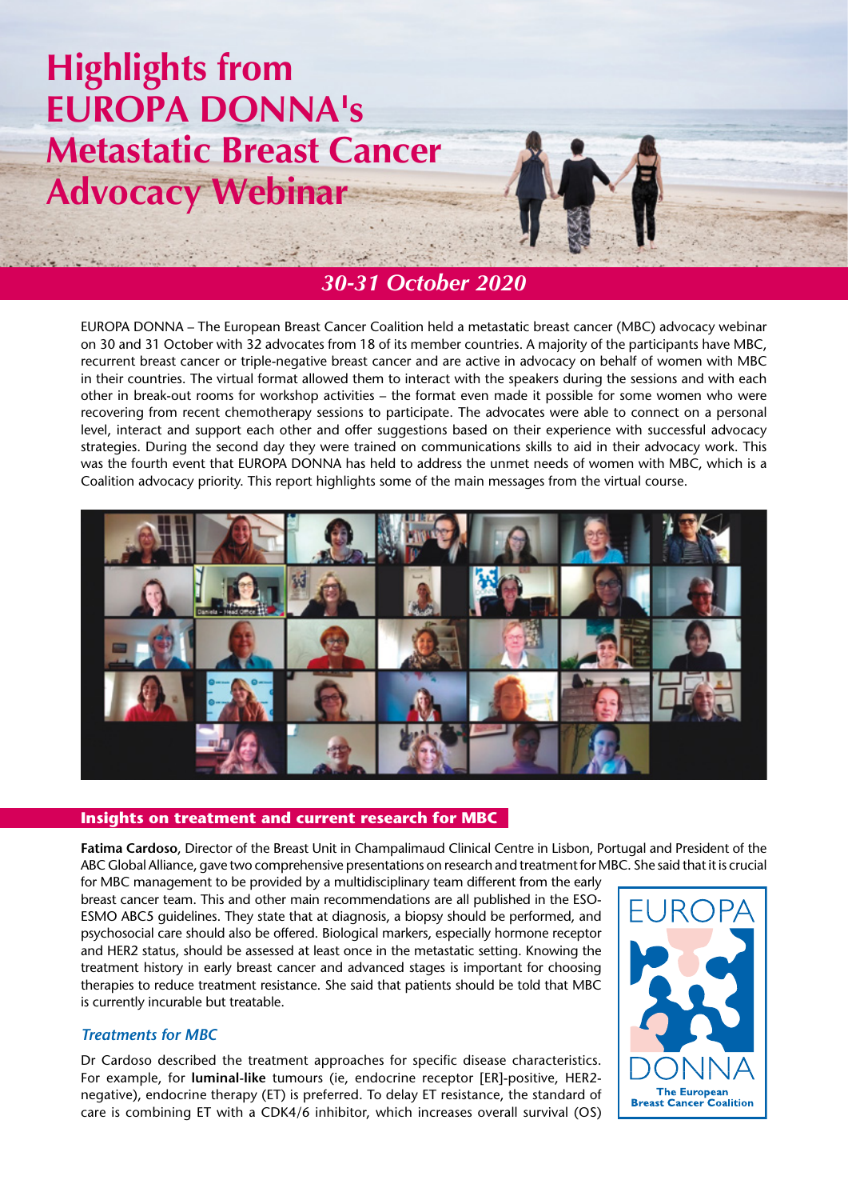# Highlights from EUROPA DONNA's Metastatic Breast Cancer Advocacy Webinar

***30-31 October 2020***

EUROPA DONNA – The European Breast Cancer Coalition held a metastatic breast cancer (MBC) advocacy webinar on 30 and 31 October with 32 advocates from 18 of its member countries. A majority of the participants have MBC, recurrent breast cancer or triple-negative breast cancer and are active in advocacy on behalf of women with MBC in their countries. The virtual format allowed them to interact with the speakers during the sessions and with each other in break-out rooms for workshop activities – the format even made it possible for some women who were recovering from recent chemotherapy sessions to participate. The advocates were able to connect on a personal level, interact and support each other and offer suggestions based on their experience with successful advocacy strategies. During the second day they were trained on communications skills to aid in their advocacy work. This was the fourth event that EUROPA DONNA has held to address the unmet needs of women with MBC, which is a Coalition advocacy priority. This report highlights some of the main messages from the virtual course.

## Insights on treatment and current research for MBC

**Fatima Cardoso**, Director of the Breast Unit in Champalimaud Clinical Centre in Lisbon, Portugal and President of the ABC Global Alliance, gave two comprehensive presentations on research and treatment for MBC. She said that it is crucial for MBC management to be provided by a multidisciplinary team different from the early breast cancer team. This and other main recommendations are all published in the ESO-ESMO ABC5 guidelines. They state that at diagnosis, a biopsy should be performed, and psychosocial care should also be offered. Biological markers, especially hormone receptor and HER2 status, should be assessed at least once in the metastatic setting. Knowing the treatment history in early breast cancer and advanced stages is important for choosing therapies to reduce treatment resistance. She said that patients should be told that MBC is currently incurable but treatable.

### *Treatments for MBC*

Dr Cardoso described the treatment approaches for specific disease characteristics. For example, for **luminal-like** tumours (ie, endocrine receptor [ER]-positive, HER2-negative), endocrine therapy (ET) is preferred. To delay ET resistance, the standard of care is combining ET with a CDK4/6 inhibitor, which increases overall survival (OS)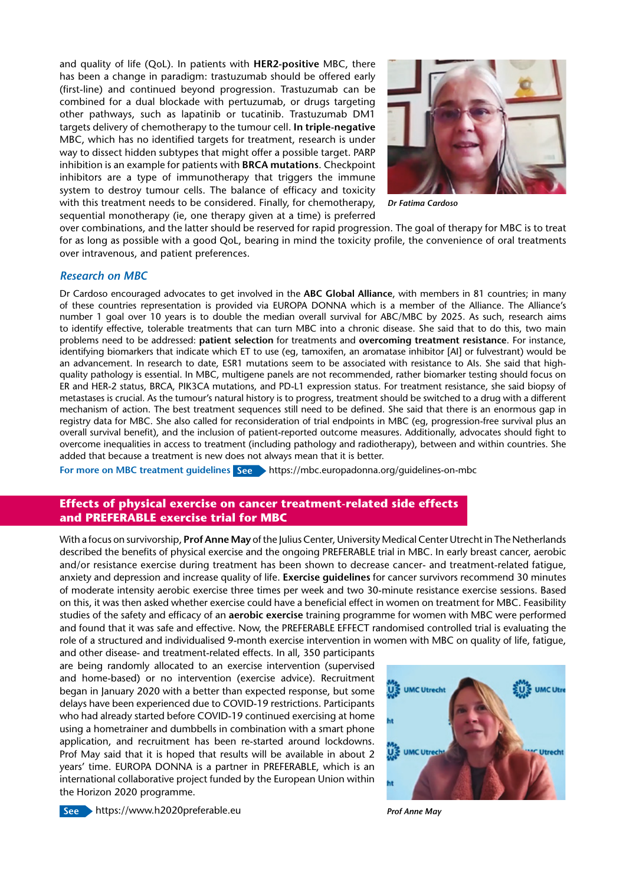and quality of life (QoL). In patients with **HER2-positive** MBC, there has been a change in paradigm: trastuzumab should be offered early (first-line) and continued beyond progression. Trastuzumab can be combined for a dual blockade with pertuzumab, or drugs targeting other pathways, such as lapatinib or tucatinib. Trastuzumab DM1 targets delivery of chemotherapy to the tumour cell. **In triple-negative** MBC, which has no identified targets for treatment, research is under way to dissect hidden subtypes that might offer a possible target. PARP inhibition is an example for patients with **BRCA mutations**. Checkpoint inhibitors are a type of immunotherapy that triggers the immune system to destroy tumour cells. The balance of efficacy and toxicity with this treatment needs to be considered. Finally, for chemotherapy, sequential monotherapy (ie, one therapy given at a time) is preferred over combinations, and the latter should be reserved for rapid progression. The goal of therapy for MBC is to treat for as long as possible with a good QoL, bearing in mind the toxicity profile, the convenience of oral treatments over intravenous, and patient preferences.

*Dr Fatima Cardoso*

### *Research on MBC*

Dr Cardoso encouraged advocates to get involved in the **ABC Global Alliance**, with members in 81 countries; in many of these countries representation is provided via EUROPA DONNA which is a member of the Alliance. The Alliance's number 1 goal over 10 years is to double the median overall survival for ABC/MBC by 2025. As such, research aims to identify effective, tolerable treatments that can turn MBC into a chronic disease. She said that to do this, two main problems need to be addressed: **patient selection** for treatments and **overcoming treatment resistance**. For instance, identifying biomarkers that indicate which ET to use (eg, tamoxifen, an aromatase inhibitor [AI] or fulvestrant) would be an advancement. In research to date, ESR1 mutations seem to be associated with resistance to AIs. She said that high-quality pathology is essential. In MBC, multigene panels are not recommended, rather biomarker testing should focus on ER and HER-2 status, BRCA, PIK3CA mutations, and PD-L1 expression status. For treatment resistance, she said biopsy of metastases is crucial. As the tumour's natural history is to progress, treatment should be switched to a drug with a different mechanism of action. The best treatment sequences still need to be defined. She said that there is an enormous gap in registry data for MBC. She also called for reconsideration of trial endpoints in MBC (eg, progression-free survival plus an overall survival benefit), and the inclusion of patient-reported outcome measures. Additionally, advocates should fight to overcome inequalities in access to treatment (including pathology and radiotherapy), between and within countries. She added that because a treatment is new does not always mean that it is better.

**For more on MBC treatment guidelines** See https://mbc.europadonna.org/guidelines-on-mbc

## Effects of physical exercise on cancer treatment-related side effects and PREFERABLE exercise trial for MBC

With a focus on survivorship, **Prof Anne May** of the Julius Center, University Medical Center Utrecht in The Netherlands described the benefits of physical exercise and the ongoing PREFERABLE trial in MBC. In early breast cancer, aerobic and/or resistance exercise during treatment has been shown to decrease cancer- and treatment-related fatigue, anxiety and depression and increase quality of life. **Exercise guidelines** for cancer survivors recommend 30 minutes of moderate intensity aerobic exercise three times per week and two 30-minute resistance exercise sessions. Based on this, it was then asked whether exercise could have a beneficial effect in women on treatment for MBC. Feasibility studies of the safety and efficacy of an **aerobic exercise** training programme for women with MBC were performed and found that it was safe and effective. Now, the PREFERABLE EFFECT randomised controlled trial is evaluating the role of a structured and individualised 9-month exercise intervention in women with MBC on quality of life, fatigue, and other disease- and treatment-related effects. In all, 350 participants are being randomly allocated to an exercise intervention (supervised and home-based) or no intervention (exercise advice). Recruitment began in January 2020 with a better than expected response, but some delays have been experienced due to COVID-19 restrictions. Participants who had already started before COVID-19 continued exercising at home using a hometrainer and dumbbells in combination with a smart phone application, and recruitment has been re-started around lockdowns. Prof May said that it is hoped that results will be available in about 2 years' time. EUROPA DONNA is a partner in PREFERABLE, which is an international collaborative project funded by the European Union within the Horizon 2020 programme.

See https://www.h2020preferable.eu

*Prof Anne May*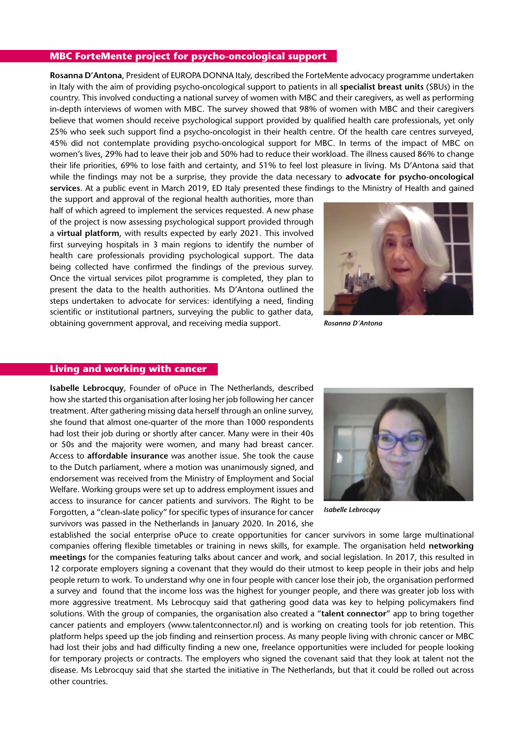## MBC ForteMente project for psycho-oncological support

**Rosanna D'Antona**, President of EUROPA DONNA Italy, described the ForteMente advocacy programme undertaken in Italy with the aim of providing psycho-oncological support to patients in all **specialist breast units** (SBUs) in the country. This involved conducting a national survey of women with MBC and their caregivers, as well as performing in-depth interviews of women with MBC. The survey showed that 98% of women with MBC and their caregivers believe that women should receive psychological support provided by qualified health care professionals, yet only 25% who seek such support find a psycho-oncologist in their health centre. Of the health care centres surveyed, 45% did not contemplate providing psycho-oncological support for MBC. In terms of the impact of MBC on women's lives, 29% had to leave their job and 50% had to reduce their workload. The illness caused 86% to change their life priorities, 69% to lose faith and certainty, and 51% to feel lost pleasure in living. Ms D'Antona said that while the findings may not be a surprise, they provide the data necessary to **advocate for psycho-oncological services**. At a public event in March 2019, ED Italy presented these findings to the Ministry of Health and gained the support and approval of the regional health authorities, more than half of which agreed to implement the services requested. A new phase of the project is now assessing psychological support provided through a **virtual platform**, with results expected by early 2021. This involved first surveying hospitals in 3 main regions to identify the number of health care professionals providing psychological support. The data being collected have confirmed the findings of the previous survey. Once the virtual services pilot programme is completed, they plan to present the data to the health authorities. Ms D'Antona outlined the steps undertaken to advocate for services: identifying a need, finding scientific or institutional partners, surveying the public to gather data, obtaining government approval, and receiving media support.

*Rosanna D'Antona*

## Living and working with cancer

**Isabelle Lebrocquy**, Founder of oPuce in The Netherlands, described how she started this organisation after losing her job following her cancer treatment. After gathering missing data herself through an online survey, she found that almost one-quarter of the more than 1000 respondents had lost their job during or shortly after cancer. Many were in their 40s or 50s and the majority were women, and many had breast cancer. Access to **affordable insurance** was another issue. She took the cause to the Dutch parliament, where a motion was unanimously signed, and endorsement was received from the Ministry of Employment and Social Welfare. Working groups were set up to address employment issues and access to insurance for cancer patients and survivors. The Right to be Forgotten, a "clean-slate policy" for specific types of insurance for cancer survivors was passed in the Netherlands in January 2020. In 2016, she established the social enterprise oPuce to create opportunities for cancer survivors in some large multinational companies offering flexible timetables or training in news skills, for example. The organisation held **networking meetings** for the companies featuring talks about cancer and work, and social legislation. In 2017, this resulted in 12 corporate employers signing a covenant that they would do their utmost to keep people in their jobs and help people return to work. To understand why one in four people with cancer lose their job, the organisation performed a survey and found that the income loss was the highest for younger people, and there was greater job loss with more aggressive treatment. Ms Lebrocquy said that gathering good data was key to helping policymakers find solutions. With the group of companies, the organisation also created a "**talent connector**" app to bring together cancer patients and employers (www.talentconnector.nl) and is working on creating tools for job retention. This platform helps speed up the job finding and reinsertion process. As many people living with chronic cancer or MBC had lost their jobs and had difficulty finding a new one, freelance opportunities were included for people looking for temporary projects or contracts. The employers who signed the covenant said that they look at talent not the disease. Ms Lebrocquy said that she started the initiative in The Netherlands, but that it could be rolled out across other countries.

*Isabelle Lebrocquy*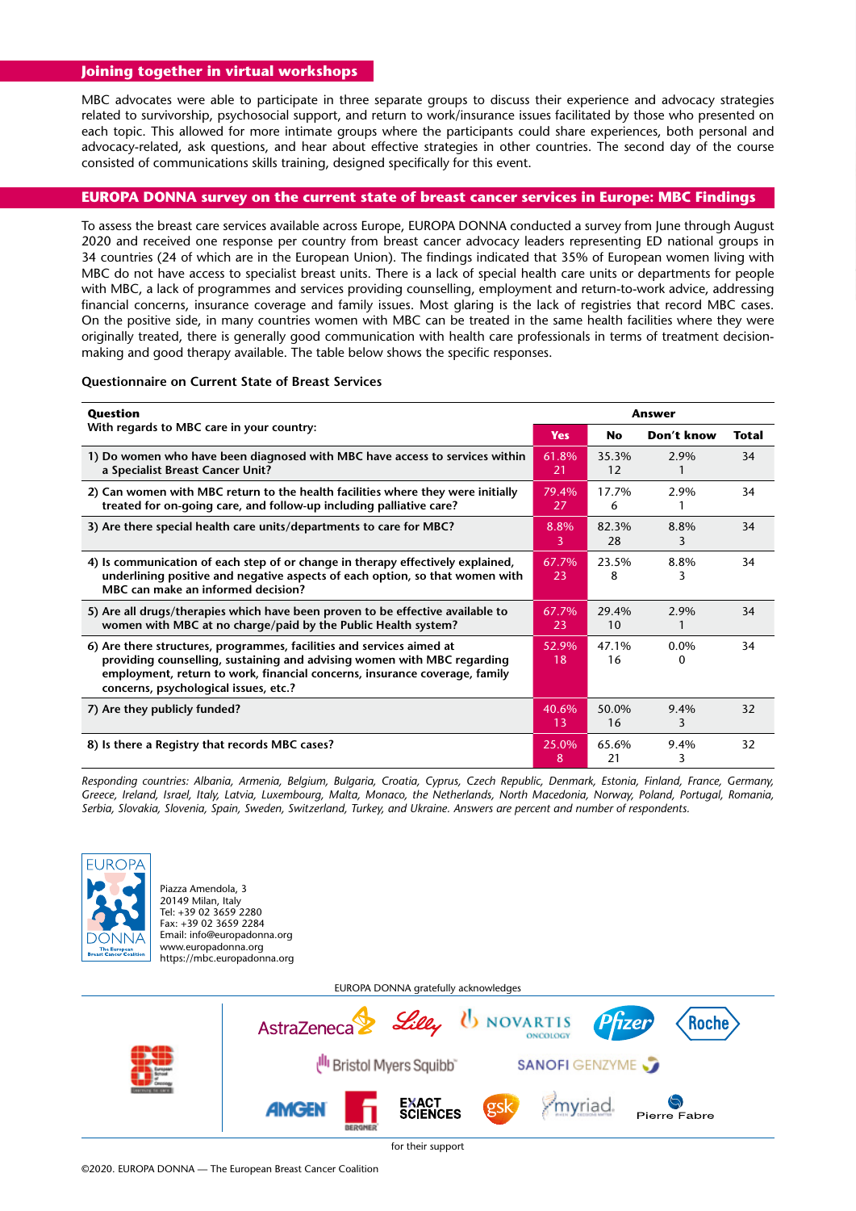## Joining together in virtual workshops

MBC advocates were able to participate in three separate groups to discuss their experience and advocacy strategies related to survivorship, psychosocial support, and return to work/insurance issues facilitated by those who presented on each topic. This allowed for more intimate groups where the participants could share experiences, both personal and advocacy-related, ask questions, and hear about effective strategies in other countries. The second day of the course consisted of communications skills training, designed specifically for this event.

## EUROPA DONNA survey on the current state of breast cancer services in Europe: MBC Findings

To assess the breast care services available across Europe, EUROPA DONNA conducted a survey from June through August 2020 and received one response per country from breast cancer advocacy leaders representing ED national groups in 34 countries (24 of which are in the European Union). The findings indicated that 35% of European women living with MBC do not have access to specialist breast units. There is a lack of special health care units or departments for people with MBC, a lack of programmes and services providing counselling, employment and return-to-work advice, addressing financial concerns, insurance coverage and family issues. Most glaring is the lack of registries that record MBC cases. On the positive side, in many countries women with MBC can be treated in the same health facilities where they were originally treated, there is generally good communication with health care professionals in terms of treatment decision-making and good therapy available. The table below shows the specific responses.

**Questionnaire on Current State of Breast Services**

| **Question**<br>With regards to MBC care in your country: | **Answer** | | | |
|---|---|---|---|---|
| | **Yes** | **No** | **Don't know** | **Total** |
| **1) Do women who have been diagnosed with MBC have access to services within a Specialist Breast Cancer Unit?** | 61.8%<br>21 | 35.3%<br>12 | 2.9%<br>1 | 34 |
| **2) Can women with MBC return to the health facilities where they were initially treated for on-going care, and follow-up including palliative care?** | 79.4%<br>27 | 17.7%<br>6 | 2.9%<br>1 | 34 |
| **3) Are there special health care units/departments to care for MBC?** | 8.8%<br>3 | 82.3%<br>28 | 8.8%<br>3 | 34 |
| **4) Is communication of each step of or change in therapy effectively explained, underlining positive and negative aspects of each option, so that women with MBC can make an informed decision?** | 67.7%<br>23 | 23.5%<br>8 | 8.8%<br>3 | 34 |
| **5) Are all drugs/therapies which have been proven to be effective available to women with MBC at no charge/paid by the Public Health system?** | 67.7%<br>23 | 29.4%<br>10 | 2.9%<br>1 | 34 |
| **6) Are there structures, programmes, facilities and services aimed at providing counselling, sustaining and advising women with MBC regarding employment, return to work, financial concerns, insurance coverage, family concerns, psychological issues, etc.?** | 52.9%<br>18 | 47.1%<br>16 | 0.0%<br>0 | 34 |
| **7) Are they publicly funded?** | 40.6%<br>13 | 50.0%<br>16 | 9.4%<br>3 | 32 |
| **8) Is there a Registry that records MBC cases?** | 25.0%<br>8 | 65.6%<br>21 | 9.4%<br>3 | 32 |

*Responding countries: Albania, Armenia, Belgium, Bulgaria, Croatia, Cyprus, Czech Republic, Denmark, Estonia, Finland, France, Germany, Greece, Ireland, Israel, Italy, Latvia, Luxembourg, Malta, Monaco, the Netherlands, North Macedonia, Norway, Poland, Portugal, Romania, Serbia, Slovakia, Slovenia, Spain, Sweden, Switzerland, Turkey, and Ukraine. Answers are percent and number of respondents.*

EUROPA DONNA The European Breast Cancer Coalition

Piazza Amendola, 3
20149 Milan, Italy
Tel: +39 02 3659 2280
Fax: +39 02 3659 2284
Email: info@europadonna.org
www.europadonna.org
https://mbc.europadonna.org

EUROPA DONNA gratefully acknowledges

AstraZeneca, Lilly, Novartis Oncology, Pfizer, Roche, Bristol Myers Squibb, Sanofi Genzyme, Amgen, Dergher, Exact Sciences, gsk, myriad, Pierre Fabre

for their support

©2020. EUROPA DONNA — The European Breast Cancer Coalition